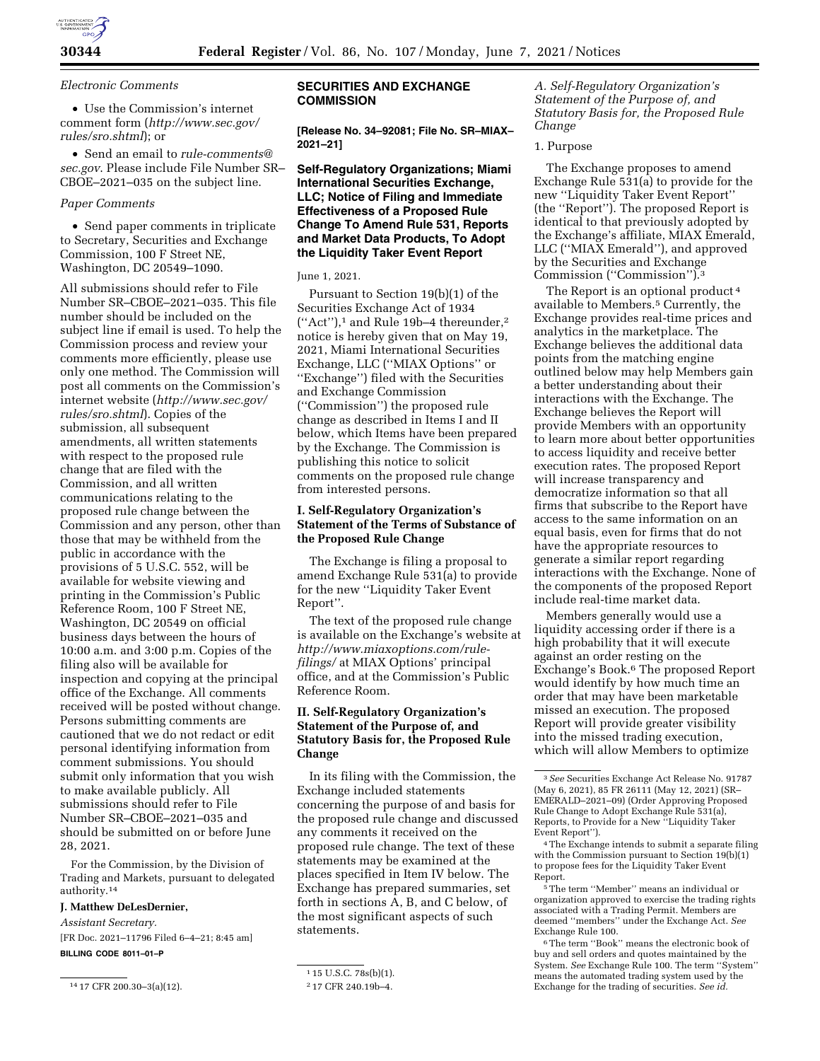*Electronic Comments*

- Use the Commission's internet comment form (*http://www.sec.gov/rules/sro.shtml*); or
- Send an email to *rule-comments@sec.gov*. Please include File Number SR–CBOE–2021–035 on the subject line.

*Paper Comments*

- Send paper comments in triplicate to Secretary, Securities and Exchange Commission, 100 F Street NE, Washington, DC 20549–1090.

All submissions should refer to File Number SR–CBOE–2021–035. This file number should be included on the subject line if email is used. To help the Commission process and review your comments more efficiently, please use only one method. The Commission will post all comments on the Commission's internet website (*http://www.sec.gov/rules/sro.shtml*). Copies of the submission, all subsequent amendments, all written statements with respect to the proposed rule change that are filed with the Commission, and all written communications relating to the proposed rule change between the Commission and any person, other than those that may be withheld from the public in accordance with the provisions of 5 U.S.C. 552, will be available for website viewing and printing in the Commission's Public Reference Room, 100 F Street NE, Washington, DC 20549 on official business days between the hours of 10:00 a.m. and 3:00 p.m. Copies of the filing also will be available for inspection and copying at the principal office of the Exchange. All comments received will be posted without change. Persons submitting comments are cautioned that we do not redact or edit personal identifying information from comment submissions. You should submit only information that you wish to make available publicly. All submissions should refer to File Number SR–CBOE–2021–035 and should be submitted on or before June 28, 2021.

For the Commission, by the Division of Trading and Markets, pursuant to delegated authority.[14]

**J. Matthew DeLesDernier,**

*Assistant Secretary.*

[FR Doc. 2021–11796 Filed 6–4–21; 8:45 am]

**BILLING CODE 8011–01–P**

[14] 17 CFR 200.30–3(a)(12).

## SECURITIES AND EXCHANGE COMMISSION

**[Release No. 34–92081; File No. SR–MIAX–2021–21]**

### Self-Regulatory Organizations; Miami International Securities Exchange, LLC; Notice of Filing and Immediate Effectiveness of a Proposed Rule Change To Amend Rule 531, Reports and Market Data Products, To Adopt the Liquidity Taker Event Report

June 1, 2021.

Pursuant to Section 19(b)(1) of the Securities Exchange Act of 1934 (''Act''),[1] and Rule 19b–4 thereunder,[2] notice is hereby given that on May 19, 2021, Miami International Securities Exchange, LLC (''MIAX Options'' or ''Exchange'') filed with the Securities and Exchange Commission (''Commission'') the proposed rule change as described in Items I and II below, which Items have been prepared by the Exchange. The Commission is publishing this notice to solicit comments on the proposed rule change from interested persons.

### I. Self-Regulatory Organization's Statement of the Terms of Substance of the Proposed Rule Change

The Exchange is filing a proposal to amend Exchange Rule 531(a) to provide for the new ''Liquidity Taker Event Report''.

The text of the proposed rule change is available on the Exchange's website at *http://www.miaxoptions.com/rule-filings/* at MIAX Options' principal office, and at the Commission's Public Reference Room.

### II. Self-Regulatory Organization's Statement of the Purpose of, and Statutory Basis for, the Proposed Rule Change

In its filing with the Commission, the Exchange included statements concerning the purpose of and basis for the proposed rule change and discussed any comments it received on the proposed rule change. The text of these statements may be examined at the places specified in Item IV below. The Exchange has prepared summaries, set forth in sections A, B, and C below, of the most significant aspects of such statements.

[1] 15 U.S.C. 78s(b)(1).

[2] 17 CFR 240.19b–4.

*A. Self-Regulatory Organization's Statement of the Purpose of, and Statutory Basis for, the Proposed Rule Change*

1. Purpose

The Exchange proposes to amend Exchange Rule 531(a) to provide for the new ''Liquidity Taker Event Report'' (the ''Report''). The proposed Report is identical to that previously adopted by the Exchange's affiliate, MIAX Emerald, LLC (''MIAX Emerald''), and approved by the Securities and Exchange Commission (''Commission'').[3]

The Report is an optional product[4] available to Members.[5] Currently, the Exchange provides real-time prices and analytics in the marketplace. The Exchange believes the additional data points from the matching engine outlined below may help Members gain a better understanding about their interactions with the Exchange. The Exchange believes the Report will provide Members with an opportunity to learn more about better opportunities to access liquidity and receive better execution rates. The proposed Report will increase transparency and democratize information so that all firms that subscribe to the Report have access to the same information on an equal basis, even for firms that do not have the appropriate resources to generate a similar report regarding interactions with the Exchange. None of the components of the proposed Report include real-time market data.

Members generally would use a liquidity accessing order if there is a high probability that it will execute against an order resting on the Exchange's Book.[6] The proposed Report would identify by how much time an order that may have been marketable missed an execution. The proposed Report will provide greater visibility into the missed trading execution, which will allow Members to optimize

[3] *See* Securities Exchange Act Release No. 91787 (May 6, 2021), 85 FR 26111 (May 12, 2021) (SR–EMERALD–2021–09) (Order Approving Proposed Rule Change to Adopt Exchange Rule 531(a), Reports, to Provide for a New ''Liquidity Taker Event Report'').

[4] The Exchange intends to submit a separate filing with the Commission pursuant to Section 19(b)(1) to propose fees for the Liquidity Taker Event Report.

[5] The term ''Member'' means an individual or organization approved to exercise the trading rights associated with a Trading Permit. Members are deemed ''members'' under the Exchange Act. *See* Exchange Rule 100.

[6] The term ''Book'' means the electronic book of buy and sell orders and quotes maintained by the System. *See* Exchange Rule 100. The term ''System'' means the automated trading system used by the Exchange for the trading of securities. *See id.*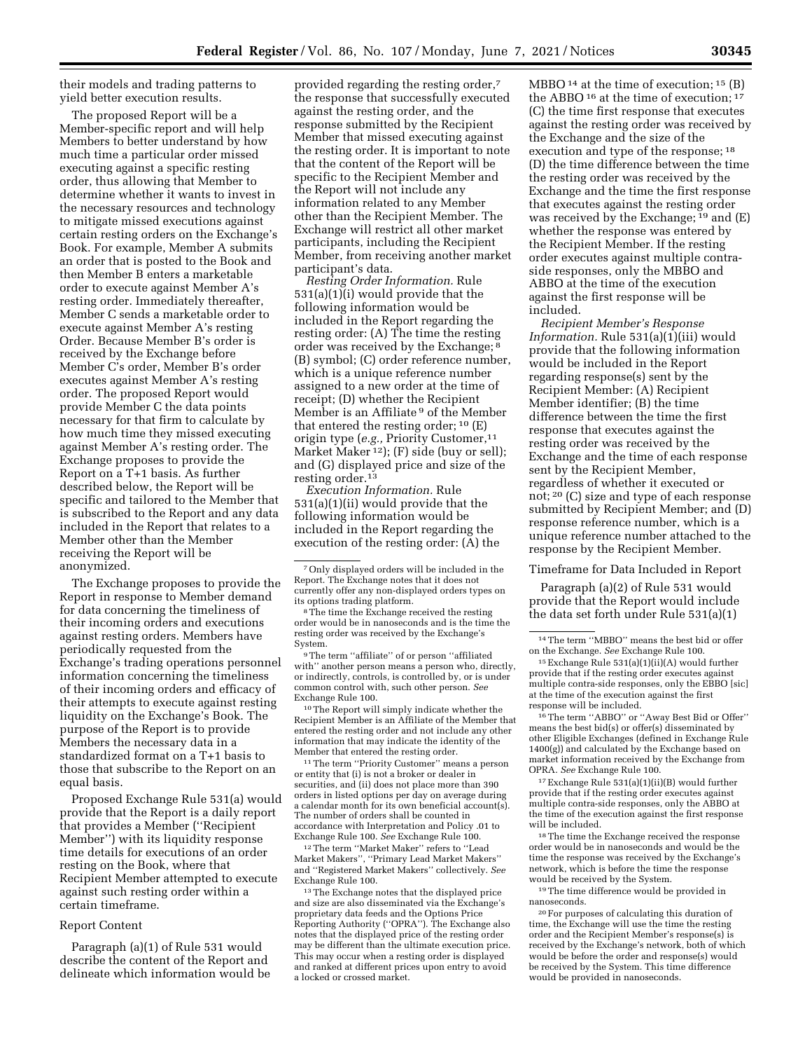their models and trading patterns to yield better execution results.

The proposed Report will be a Member-specific report and will help Members to better understand by how much time a particular order missed executing against a specific resting order, thus allowing that Member to determine whether it wants to invest in the necessary resources and technology to mitigate missed executions against certain resting orders on the Exchange's Book. For example, Member A submits an order that is posted to the Book and then Member B enters a marketable order to execute against Member A's resting order. Immediately thereafter, Member C sends a marketable order to execute against Member A's resting Order. Because Member B's order is received by the Exchange before Member C's order, Member B's order executes against Member A's resting order. The proposed Report would provide Member C the data points necessary for that firm to calculate by how much time they missed executing against Member A's resting order. The Exchange proposes to provide the Report on a T+1 basis. As further described below, the Report will be specific and tailored to the Member that is subscribed to the Report and any data included in the Report that relates to a Member other than the Member receiving the Report will be anonymized.

The Exchange proposes to provide the Report in response to Member demand for data concerning the timeliness of their incoming orders and executions against resting orders. Members have periodically requested from the Exchange's trading operations personnel information concerning the timeliness of their incoming orders and efficacy of their attempts to execute against resting liquidity on the Exchange's Book. The purpose of the Report is to provide Members the necessary data in a standardized format on a T+1 basis to those that subscribe to the Report on an equal basis.

Proposed Exchange Rule 531(a) would provide that the Report is a daily report that provides a Member (''Recipient Member'') with its liquidity response time details for executions of an order resting on the Book, where that Recipient Member attempted to execute against such resting order within a certain timeframe.

## Report Content

Paragraph (a)(1) of Rule 531 would describe the content of the Report and delineate which information would be provided regarding the resting order,[7] the response that successfully executed against the resting order, and the response submitted by the Recipient Member that missed executing against the resting order. It is important to note that the content of the Report will be specific to the Recipient Member and the Report will not include any information related to any Member other than the Recipient Member. The Exchange will restrict all other market participants, including the Recipient Member, from receiving another market participant's data.

*Resting Order Information.* Rule 531(a)(1)(i) would provide that the following information would be included in the Report regarding the resting order: (A) The time the resting order was received by the Exchange;[8] (B) symbol; (C) order reference number, which is a unique reference number assigned to a new order at the time of receipt; (D) whether the Recipient Member is an Affiliate[9] of the Member that entered the resting order;[10] (E) origin type (*e.g.,* Priority Customer,[11] Market Maker[12]); (F) side (buy or sell); and (G) displayed price and size of the resting order.[13]

*Execution Information.* Rule 531(a)(1)(ii) would provide that the following information would be included in the Report regarding the execution of the resting order: (A) the MBBO[14] at the time of execution;[15] (B) the ABBO[16] at the time of execution;[17] (C) the time first response that executes against the resting order was received by the Exchange and the size of the execution and type of the response;[18] (D) the time difference between the time the resting order was received by the Exchange and the time the first response that executes against the resting order was received by the Exchange;[19] and (E) whether the response was entered by the Recipient Member. If the resting order executes against multiple contra-side responses, only the MBBO and ABBO at the time of the execution against the first response will be included.

*Recipient Member's Response Information.* Rule 531(a)(1)(iii) would provide that the following information would be included in the Report regarding response(s) sent by the Recipient Member: (A) Recipient Member identifier; (B) the time difference between the time the first response that executes against the resting order was received by the Exchange and the time of each response sent by the Recipient Member, regardless of whether it executed or not;[20] (C) size and type of each response submitted by Recipient Member; and (D) response reference number, which is a unique reference number attached to the response by the Recipient Member.

## Timeframe for Data Included in Report

Paragraph (a)(2) of Rule 531 would provide that the Report would include the data set forth under Rule 531(a)(1)

---

[7] Only displayed orders will be included in the Report. The Exchange notes that it does not currently offer any non-displayed orders types on its options trading platform.

[8] The time the Exchange received the resting order would be in nanoseconds and is the time the resting order was received by the Exchange's System.

[9] The term ''affiliate'' of or person ''affiliated with'' another person means a person who, directly, or indirectly, controls, is controlled by, or is under common control with, such other person. *See* Exchange Rule 100.

[10] The Report will simply indicate whether the Recipient Member is an Affiliate of the Member that entered the resting order and not include any other information that may indicate the identity of the Member that entered the resting order.

[11] The term ''Priority Customer'' means a person or entity that (i) is not a broker or dealer in securities, and (ii) does not place more than 390 orders in listed options per day on average during a calendar month for its own beneficial account(s). The number of orders shall be counted in accordance with Interpretation and Policy .01 to Exchange Rule 100. *See* Exchange Rule 100.

[12] The term ''Market Maker'' refers to ''Lead Market Makers'', ''Primary Lead Market Makers'' and ''Registered Market Makers'' collectively. *See* Exchange Rule 100.

[13] The Exchange notes that the displayed price and size are also disseminated via the Exchange's proprietary data feeds and the Options Price Reporting Authority (''OPRA''). The Exchange also notes that the displayed price of the resting order may be different than the ultimate execution price. This may occur when a resting order is displayed and ranked at different prices upon entry to avoid a locked or crossed market.

[14] The term ''MBBO'' means the best bid or offer on the Exchange. *See* Exchange Rule 100.

[15] Exchange Rule 531(a)(1)(ii)(A) would further provide that if the resting order executes against multiple contra-side responses, only the EBBO [sic] at the time of the execution against the first response will be included.

[16] The term ''ABBO'' or ''Away Best Bid or Offer'' means the best bid(s) or offer(s) disseminated by other Eligible Exchanges (defined in Exchange Rule 1400(g)) and calculated by the Exchange based on market information received by the Exchange from OPRA. *See* Exchange Rule 100.

[17] Exchange Rule 531(a)(1)(ii)(B) would further provide that if the resting order executes against multiple contra-side responses, only the ABBO at the time of the execution against the first response will be included.

[18] The time the Exchange received the response order would be in nanoseconds and would be the time the response was received by the Exchange's network, which is before the time the response would be received by the System.

[19] The time difference would be provided in nanoseconds.

[20] For purposes of calculating this duration of time, the Exchange will use the time the resting order and the Recipient Member's response(s) is received by the Exchange's network, both of which would be before the order and response(s) would be received by the System. This time difference would be provided in nanoseconds.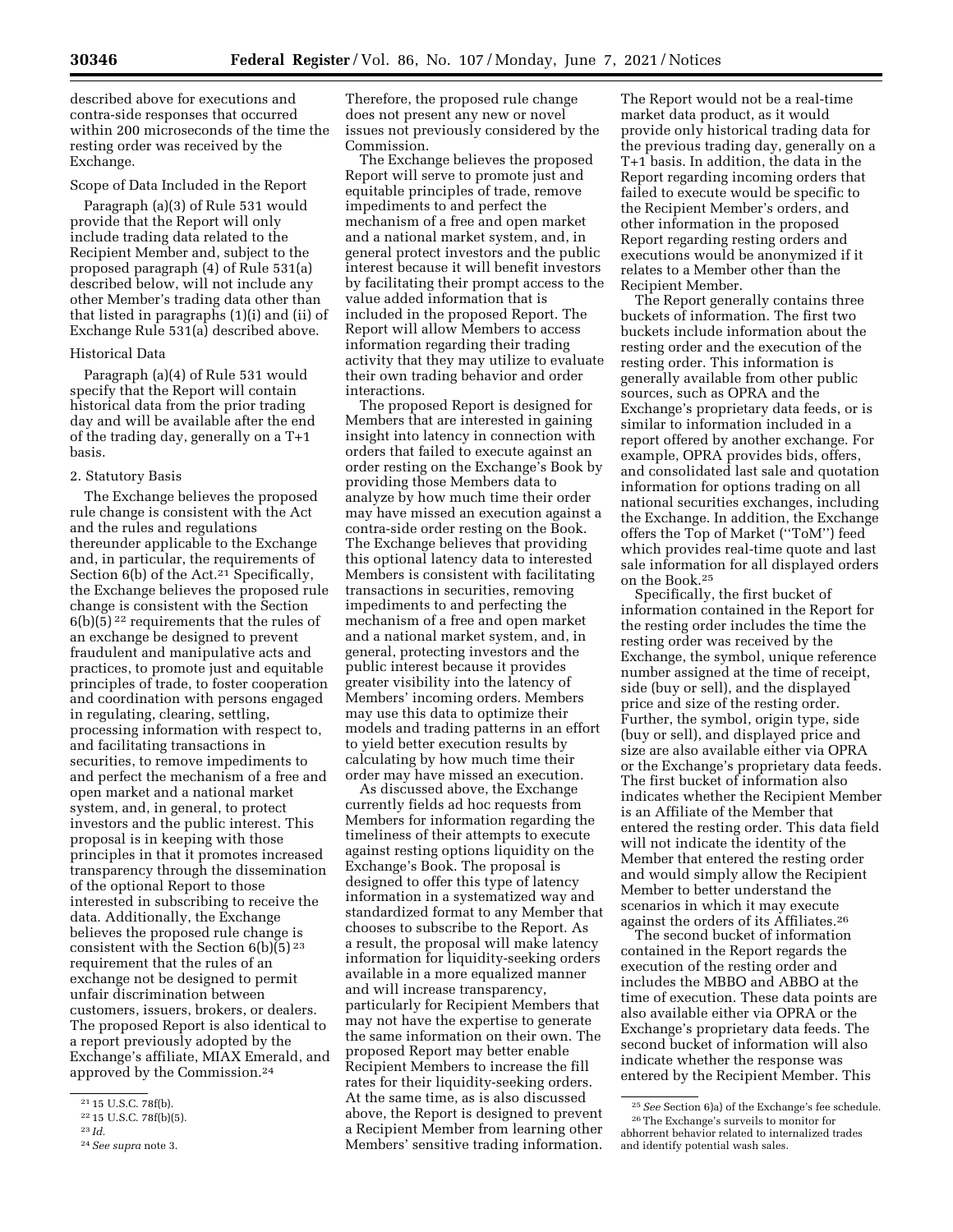described above for executions and contra-side responses that occurred within 200 microseconds of the time the resting order was received by the Exchange.

Scope of Data Included in the Report

Paragraph (a)(3) of Rule 531 would provide that the Report will only include trading data related to the Recipient Member and, subject to the proposed paragraph (4) of Rule 531(a) described below, will not include any other Member's trading data other than that listed in paragraphs (1)(i) and (ii) of Exchange Rule 531(a) described above.

Historical Data

Paragraph (a)(4) of Rule 531 would specify that the Report will contain historical data from the prior trading day and will be available after the end of the trading day, generally on a T+1 basis.

2. Statutory Basis

The Exchange believes the proposed rule change is consistent with the Act and the rules and regulations thereunder applicable to the Exchange and, in particular, the requirements of Section 6(b) of the Act.[21] Specifically, the Exchange believes the proposed rule change is consistent with the Section 6(b)(5)[22] requirements that the rules of an exchange be designed to prevent fraudulent and manipulative acts and practices, to promote just and equitable principles of trade, to foster cooperation and coordination with persons engaged in regulating, clearing, settling, processing information with respect to, and facilitating transactions in securities, to remove impediments to and perfect the mechanism of a free and open market and a national market system, and, in general, to protect investors and the public interest. This proposal is in keeping with those principles in that it promotes increased transparency through the dissemination of the optional Report to those interested in subscribing to receive the data. Additionally, the Exchange believes the proposed rule change is consistent with the Section 6(b)(5)[23] requirement that the rules of an exchange not be designed to permit unfair discrimination between customers, issuers, brokers, or dealers. The proposed Report is also identical to a report previously adopted by the Exchange's affiliate, MIAX Emerald, and approved by the Commission.[24] Therefore, the proposed rule change does not present any new or novel issues not previously considered by the Commission.

The Exchange believes the proposed Report will serve to promote just and equitable principles of trade, remove impediments to and perfect the mechanism of a free and open market and a national market system, and, in general protect investors and the public interest because it will benefit investors by facilitating their prompt access to the value added information that is included in the proposed Report. The Report will allow Members to access information regarding their trading activity that they may utilize to evaluate their own trading behavior and order interactions.

The proposed Report is designed for Members that are interested in gaining insight into latency in connection with orders that failed to execute against an order resting on the Exchange's Book by providing those Members data to analyze by how much time their order may have missed an execution against a contra-side order resting on the Book. The Exchange believes that providing this optional latency data to interested Members is consistent with facilitating transactions in securities, removing impediments to and perfecting the mechanism of a free and open market and a national market system, and, in general, protecting investors and the public interest because it provides greater visibility into the latency of Members' incoming orders. Members may use this data to optimize their models and trading patterns in an effort to yield better execution results by calculating by how much time their order may have missed an execution.

As discussed above, the Exchange currently fields ad hoc requests from Members for information regarding the timeliness of their attempts to execute against resting options liquidity on the Exchange's Book. The proposal is designed to offer this type of latency information in a systematized way and standardized format to any Member that chooses to subscribe to the Report. As a result, the proposal will make latency information for liquidity-seeking orders available in a more equalized manner and will increase transparency, particularly for Recipient Members that may not have the expertise to generate the same information on their own. The proposed Report may better enable Recipient Members to increase the fill rates for their liquidity-seeking orders. At the same time, as is also discussed above, the Report is designed to prevent a Recipient Member from learning other Members' sensitive trading information. The Report would not be a real-time market data product, as it would provide only historical trading data for the previous trading day, generally on a T+1 basis. In addition, the data in the Report regarding incoming orders that failed to execute would be specific to the Recipient Member's orders, and other information in the proposed Report regarding resting orders and executions would be anonymized if it relates to a Member other than the Recipient Member.

The Report generally contains three buckets of information. The first two buckets include information about the resting order and the execution of the resting order. This information is generally available from other public sources, such as OPRA and the Exchange's proprietary data feeds, or is similar to information included in a report offered by another exchange. For example, OPRA provides bids, offers, and consolidated last sale and quotation information for options trading on all national securities exchanges, including the Exchange. In addition, the Exchange offers the Top of Market ("ToM") feed which provides real-time quote and last sale information for all displayed orders on the Book.[25]

Specifically, the first bucket of information contained in the Report for the resting order includes the time the resting order was received by the Exchange, the symbol, unique reference number assigned at the time of receipt, side (buy or sell), and the displayed price and size of the resting order. Further, the symbol, origin type, side (buy or sell), and displayed price and size are also available either via OPRA or the Exchange's proprietary data feeds. The first bucket of information also indicates whether the Recipient Member is an Affiliate of the Member that entered the resting order. This data field will not indicate the identity of the Member that entered the resting order and would simply allow the Recipient Member to better understand the scenarios in which it may execute against the orders of its Affiliates.[26]

The second bucket of information contained in the Report regards the execution of the resting order and includes the MBBO and ABBO at the time of execution. These data points are also available either via OPRA or the Exchange's proprietary data feeds. The second bucket of information will also indicate whether the response was entered by the Recipient Member. This

---

[21] 15 U.S.C. 78f(b).

[22] 15 U.S.C. 78f(b)(5).

[23] *Id.*

[24] *See supra* note 3.

[25] *See* Section 6)a) of the Exchange's fee schedule.

[26] The Exchange's surveils to monitor for abhorrent behavior related to internalized trades and identify potential wash sales.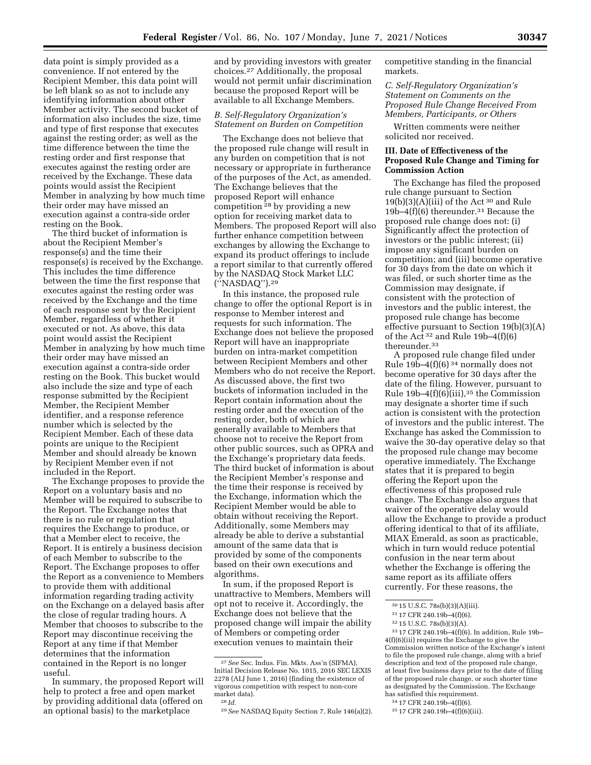data point is simply provided as a convenience. If not entered by the Recipient Member, this data point will be left blank so as not to include any identifying information about other Member activity. The second bucket of information also includes the size, time and type of first response that executes against the resting order; as well as the time difference between the time the resting order and first response that executes against the resting order are received by the Exchange. These data points would assist the Recipient Member in analyzing by how much time their order may have missed an execution against a contra-side order resting on the Book.

The third bucket of information is about the Recipient Member's response(s) and the time their response(s) is received by the Exchange. This includes the time difference between the time the first response that executes against the resting order was received by the Exchange and the time of each response sent by the Recipient Member, regardless of whether it executed or not. As above, this data point would assist the Recipient Member in analyzing by how much time their order may have missed an execution against a contra-side order resting on the Book. This bucket would also include the size and type of each response submitted by the Recipient Member, the Recipient Member identifier, and a response reference number which is selected by the Recipient Member. Each of these data points are unique to the Recipient Member and should already be known by Recipient Member even if not included in the Report.

The Exchange proposes to provide the Report on a voluntary basis and no Member will be required to subscribe to the Report. The Exchange notes that there is no rule or regulation that requires the Exchange to produce, or that a Member elect to receive, the Report. It is entirely a business decision of each Member to subscribe to the Report. The Exchange proposes to offer the Report as a convenience to Members to provide them with additional information regarding trading activity on the Exchange on a delayed basis after the close of regular trading hours. A Member that chooses to subscribe to the Report may discontinue receiving the Report at any time if that Member determines that the information contained in the Report is no longer useful.

In summary, the proposed Report will help to protect a free and open market by providing additional data (offered on an optional basis) to the marketplace and by providing investors with greater choices.[27] Additionally, the proposal would not permit unfair discrimination because the proposed Report will be available to all Exchange Members.

### *B. Self-Regulatory Organization's Statement on Burden on Competition*

The Exchange does not believe that the proposed rule change will result in any burden on competition that is not necessary or appropriate in furtherance of the purposes of the Act, as amended. The Exchange believes that the proposed Report will enhance competition[28] by providing a new option for receiving market data to Members. The proposed Report will also further enhance competition between exchanges by allowing the Exchange to expand its product offerings to include a report similar to that currently offered by the NASDAQ Stock Market LLC ("NASDAQ").[29]

In this instance, the proposed rule change to offer the optional Report is in response to Member interest and requests for such information. The Exchange does not believe the proposed Report will have an inappropriate burden on intra-market competition between Recipient Members and other Members who do not receive the Report. As discussed above, the first two buckets of information included in the Report contain information about the resting order and the execution of the resting order, both of which are generally available to Members that choose not to receive the Report from other public sources, such as OPRA and the Exchange's proprietary data feeds. The third bucket of information is about the Recipient Member's response and the time their response is received by the Exchange, information which the Recipient Member would be able to obtain without receiving the Report. Additionally, some Members may already be able to derive a substantial amount of the same data that is provided by some of the components based on their own executions and algorithms.

In sum, if the proposed Report is unattractive to Members, Members will opt not to receive it. Accordingly, the Exchange does not believe that the proposed change will impair the ability of Members or competing order execution venues to maintain their competitive standing in the financial markets.

### *C. Self-Regulatory Organization's Statement on Comments on the Proposed Rule Change Received From Members, Participants, or Others*

Written comments were neither solicited nor received.

## III. Date of Effectiveness of the Proposed Rule Change and Timing for Commission Action

The Exchange has filed the proposed rule change pursuant to Section 19(b)(3)(A)(iii) of the Act[30] and Rule 19b–4(f)(6) thereunder.[31] Because the proposed rule change does not: (i) Significantly affect the protection of investors or the public interest; (ii) impose any significant burden on competition; and (iii) become operative for 30 days from the date on which it was filed, or such shorter time as the Commission may designate, if consistent with the protection of investors and the public interest, the proposed rule change has become effective pursuant to Section 19(b)(3)(A) of the Act[32] and Rule 19b–4(f)(6) thereunder.[33]

A proposed rule change filed under Rule 19b–4(f)(6)[34] normally does not become operative for 30 days after the date of the filing. However, pursuant to Rule 19b–4(f)(6)(iii),[35] the Commission may designate a shorter time if such action is consistent with the protection of investors and the public interest. The Exchange has asked the Commission to waive the 30-day operative delay so that the proposed rule change may become operative immediately. The Exchange states that it is prepared to begin offering the Report upon the effectiveness of this proposed rule change. The Exchange also argues that waiver of the operative delay would allow the Exchange to provide a product offering identical to that of its affiliate, MIAX Emerald, as soon as practicable, which in turn would reduce potential confusion in the near term about whether the Exchange is offering the same report as its affiliate offers currently. For these reasons, the

---

[27] *See* Sec. Indus. Fin. Mkts. Ass'n (SIFMA), Initial Decision Release No. 1015, 2016 SEC LEXIS 2278 (ALJ June 1, 2016) (finding the existence of vigorous competition with respect to non-core market data).

[28] *Id.*

[29] *See* NASDAQ Equity Section 7, Rule 146(a)(2).

[30] 15 U.S.C. 78s(b)(3)(A)(iii).

[31] 17 CFR 240.19b–4(f)(6).

[32] 15 U.S.C. 78s(b)(3)(A).

[33] 17 CFR 240.19b–4(f)(6). In addition, Rule 19b–4(f)(6)(iii) requires the Exchange to give the Commission written notice of the Exchange's intent to file the proposed rule change, along with a brief description and text of the proposed rule change, at least five business days prior to the date of filing of the proposed rule change, or such shorter time as designated by the Commission. The Exchange has satisfied this requirement.

[34] 17 CFR 240.19b–4(f)(6).

[35] 17 CFR 240.19b–4(f)(6)(iii).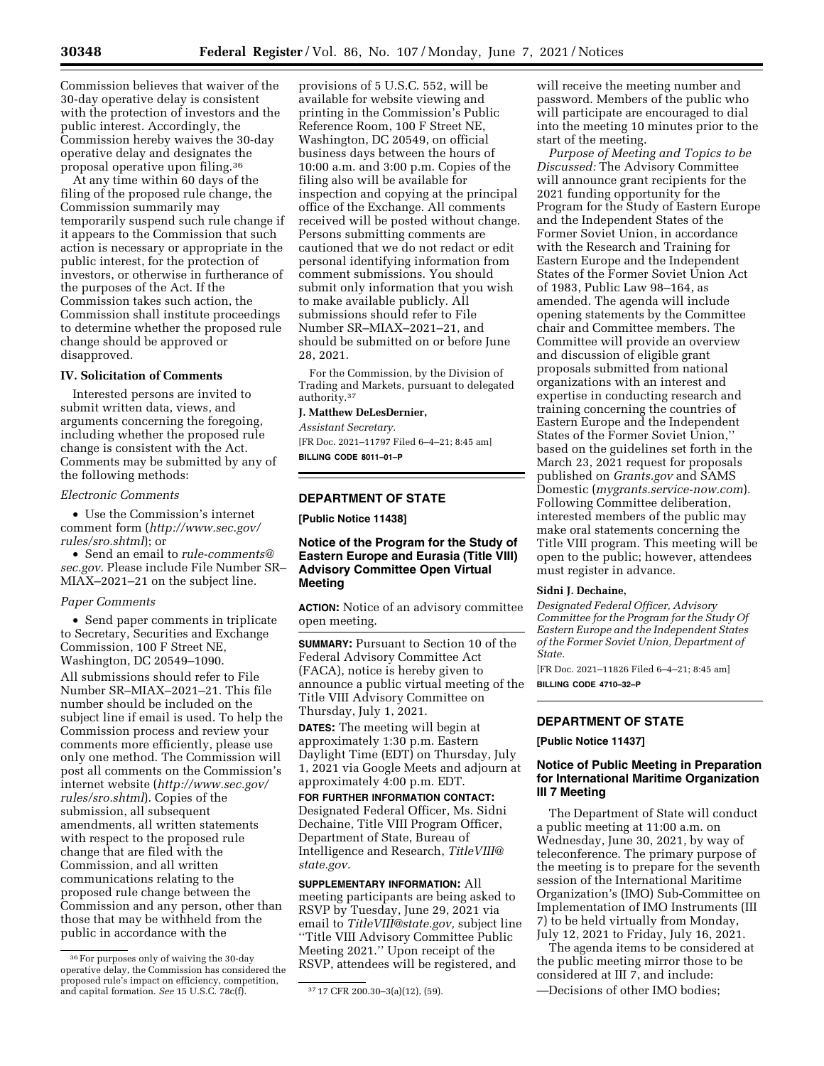Commission believes that waiver of the 30-day operative delay is consistent with the protection of investors and the public interest. Accordingly, the Commission hereby waives the 30-day operative delay and designates the proposal operative upon filing.[36]

At any time within 60 days of the filing of the proposed rule change, the Commission summarily may temporarily suspend such rule change if it appears to the Commission that such action is necessary or appropriate in the public interest, for the protection of investors, or otherwise in furtherance of the purposes of the Act. If the Commission takes such action, the Commission shall institute proceedings to determine whether the proposed rule change should be approved or disapproved.

**IV. Solicitation of Comments**

Interested persons are invited to submit written data, views, and arguments concerning the foregoing, including whether the proposed rule change is consistent with the Act. Comments may be submitted by any of the following methods:

*Electronic Comments*

- Use the Commission's internet comment form (*http://www.sec.gov/rules/sro.shtml*); or
- Send an email to *rule-comments@sec.gov*. Please include File Number SR–MIAX–2021–21 on the subject line.

*Paper Comments*

- Send paper comments in triplicate to Secretary, Securities and Exchange Commission, 100 F Street NE, Washington, DC 20549–1090.

All submissions should refer to File Number SR–MIAX–2021–21. This file number should be included on the subject line if email is used. To help the Commission process and review your comments more efficiently, please use only one method. The Commission will post all comments on the Commission's internet website (*http://www.sec.gov/rules/sro.shtml*). Copies of the submission, all subsequent amendments, all written statements with respect to the proposed rule change that are filed with the Commission, and all written communications relating to the proposed rule change between the Commission and any person, other than those that may be withheld from the public in accordance with the provisions of 5 U.S.C. 552, will be available for website viewing and printing in the Commission's Public Reference Room, 100 F Street NE, Washington, DC 20549, on official business days between the hours of 10:00 a.m. and 3:00 p.m. Copies of the filing also will be available for inspection and copying at the principal office of the Exchange. All comments received will be posted without change. Persons submitting comments are cautioned that we do not redact or edit personal identifying information from comment submissions. You should submit only information that you wish to make available publicly. All submissions should refer to File Number SR–MIAX–2021–21, and should be submitted on or before June 28, 2021.

For the Commission, by the Division of Trading and Markets, pursuant to delegated authority.[37]

**J. Matthew DeLesDernier,**

*Assistant Secretary.*

[FR Doc. 2021–11797 Filed 6–4–21; 8:45 am]

**BILLING CODE 8011–01–P**

[36] For purposes only of waiving the 30-day operative delay, the Commission has considered the proposed rule's impact on efficiency, competition, and capital formation. *See* 15 U.S.C. 78c(f).

[37] 17 CFR 200.30–3(a)(12), (59).

## DEPARTMENT OF STATE

**[Public Notice 11438]**

### Notice of the Program for the Study of Eastern Europe and Eurasia (Title VIII) Advisory Committee Open Virtual Meeting

**ACTION:** Notice of an advisory committee open meeting.

**SUMMARY:** Pursuant to Section 10 of the Federal Advisory Committee Act (FACA), notice is hereby given to announce a public virtual meeting of the Title VIII Advisory Committee on Thursday, July 1, 2021.

**DATES:** The meeting will begin at approximately 1:30 p.m. Eastern Daylight Time (EDT) on Thursday, July 1, 2021 via Google Meets and adjourn at approximately 4:00 p.m. EDT.

**FOR FURTHER INFORMATION CONTACT:** Designated Federal Officer, Ms. Sidni Dechaine, Title VIII Program Officer, Department of State, Bureau of Intelligence and Research, *TitleVIII@state.gov.*

**SUPPLEMENTARY INFORMATION:** All meeting participants are being asked to RSVP by Tuesday, June 29, 2021 via email to *TitleVIII@state.gov,* subject line ''Title VIII Advisory Committee Public Meeting 2021.'' Upon receipt of the RSVP, attendees will be registered, and will receive the meeting number and password. Members of the public who will participate are encouraged to dial into the meeting 10 minutes prior to the start of the meeting.

*Purpose of Meeting and Topics to be Discussed:* The Advisory Committee will announce grant recipients for the 2021 funding opportunity for the Program for the Study of Eastern Europe and the Independent States of the Former Soviet Union, in accordance with the Research and Training for Eastern Europe and the Independent States of the Former Soviet Union Act of 1983, Public Law 98–164, as amended. The agenda will include opening statements by the Committee chair and Committee members. The Committee will provide an overview and discussion of eligible grant proposals submitted from national organizations with an interest and expertise in conducting research and training concerning the countries of Eastern Europe and the Independent States of the Former Soviet Union,'' based on the guidelines set forth in the March 23, 2021 request for proposals published on *Grants.gov* and SAMS Domestic (*mygrants.service-now.com*). Following Committee deliberation, interested members of the public may make oral statements concerning the Title VIII program. This meeting will be open to the public; however, attendees must register in advance.

**Sidni J. Dechaine,**

*Designated Federal Officer, Advisory Committee for the Program for the Study Of Eastern Europe and the Independent States of the Former Soviet Union, Department of State.*

[FR Doc. 2021–11826 Filed 6–4–21; 8:45 am]

**BILLING CODE 4710–32–P**

## DEPARTMENT OF STATE

**[Public Notice 11437]**

### Notice of Public Meeting in Preparation for International Maritime Organization III 7 Meeting

The Department of State will conduct a public meeting at 11:00 a.m. on Wednesday, June 30, 2021, by way of teleconference. The primary purpose of the meeting is to prepare for the seventh session of the International Maritime Organization's (IMO) Sub-Committee on Implementation of IMO Instruments (III 7) to be held virtually from Monday, July 12, 2021 to Friday, July 16, 2021.

The agenda items to be considered at the public meeting mirror those to be considered at III 7, and include:

—Decisions of other IMO bodies;